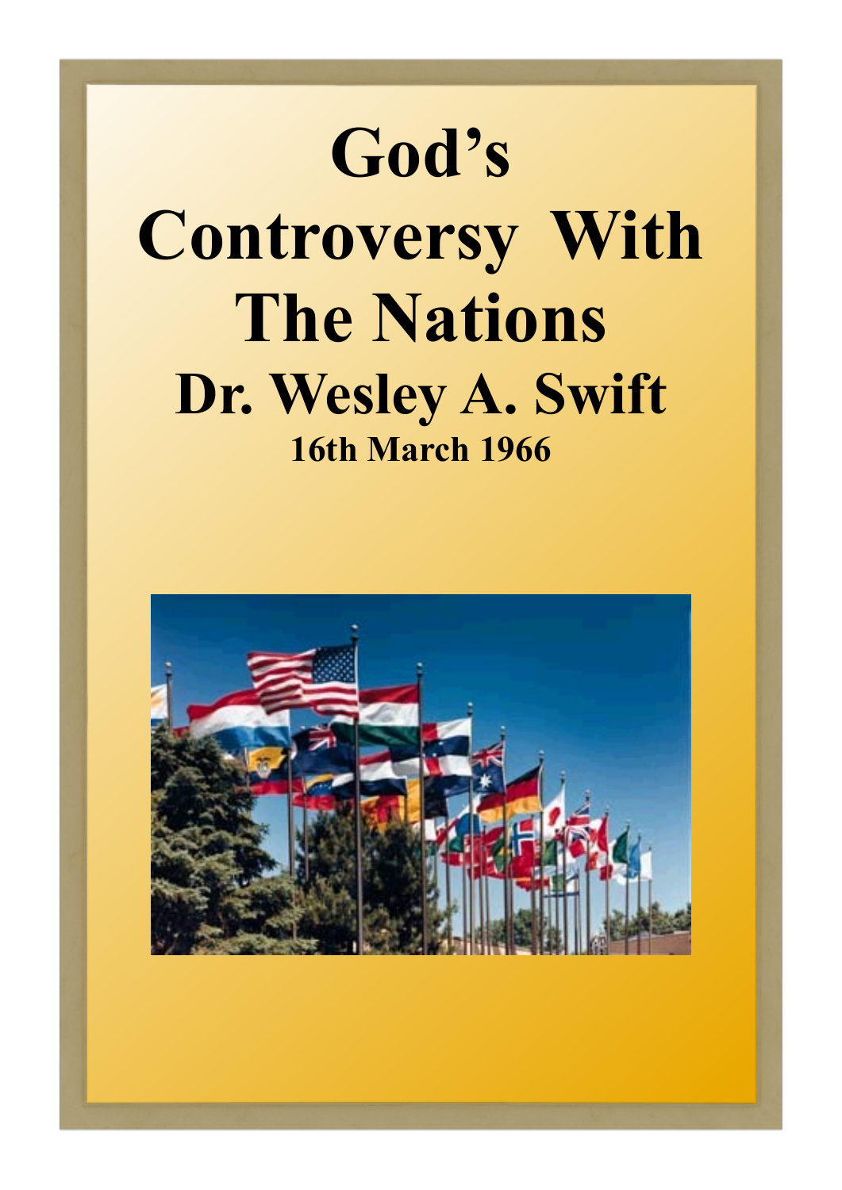# God's Controversy With The Nations

## Dr. Wesley A. Swift

### 16th March 1966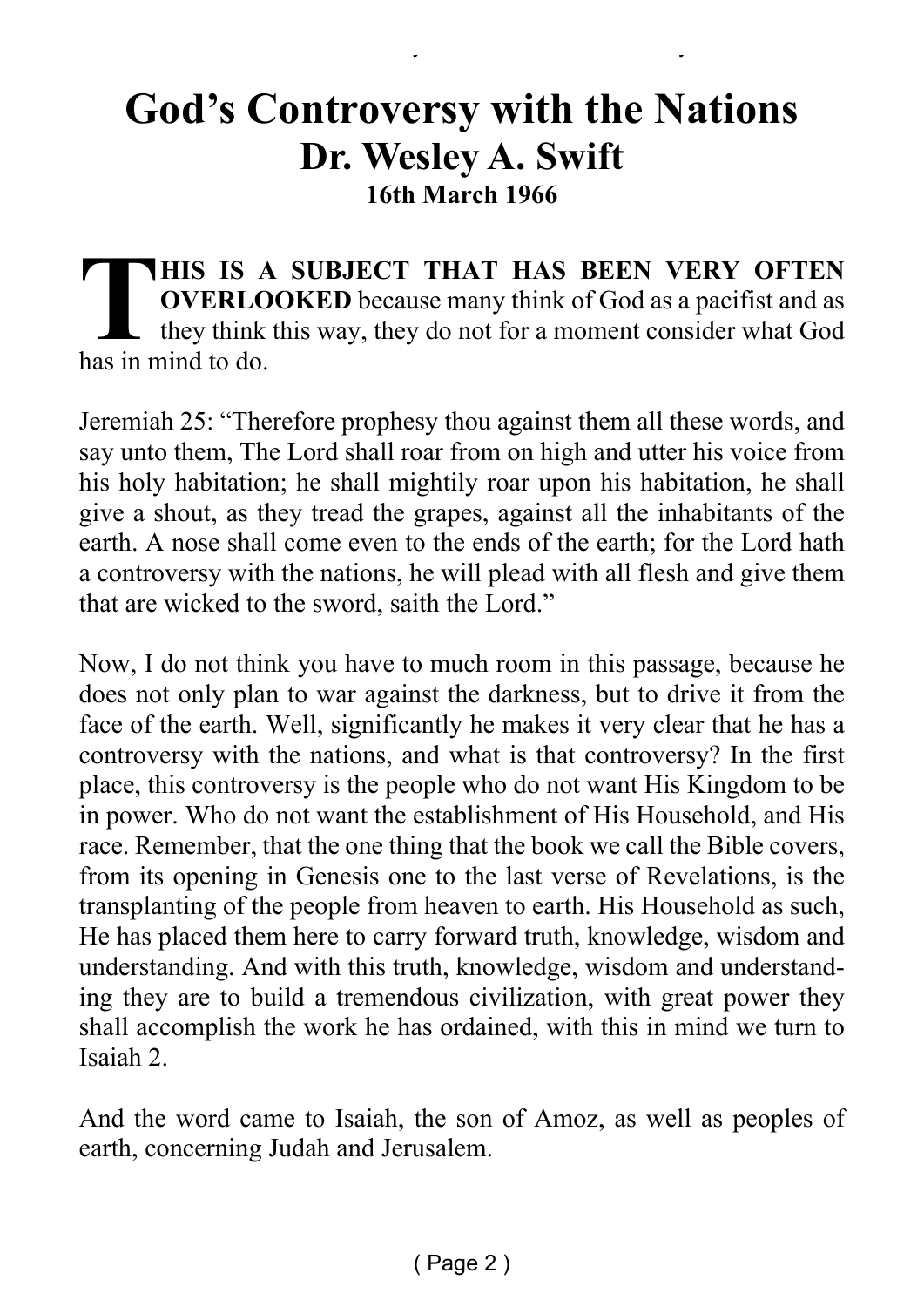# God's Controversy with the Nations

## Dr. Wesley A. Swift

### 16th March 1966

**THIS IS A SUBJECT THAT HAS BEEN VERY OFTEN OVERLOOKED** because many think of God as a pacifist and as they think this way, they do not for a moment consider what God has in mind to do.

Jeremiah 25: "Therefore prophesy thou against them all these words, and say unto them, The Lord shall roar from on high and utter his voice from his holy habitation; he shall mightily roar upon his habitation, he shall give a shout, as they tread the grapes, against all the inhabitants of the earth. A nose shall come even to the ends of the earth; for the Lord hath a controversy with the nations, he will plead with all flesh and give them that are wicked to the sword, saith the Lord."

Now, I do not think you have to much room in this passage, because he does not only plan to war against the darkness, but to drive it from the face of the earth. Well, significantly he makes it very clear that he has a controversy with the nations, and what is that controversy? In the first place, this controversy is the people who do not want His Kingdom to be in power. Who do not want the establishment of His Household, and His race. Remember, that the one thing that the book we call the Bible covers, from its opening in Genesis one to the last verse of Revelations, is the transplanting of the people from heaven to earth. His Household as such, He has placed them here to carry forward truth, knowledge, wisdom and understanding. And with this truth, knowledge, wisdom and understanding they are to build a tremendous civilization, with great power they shall accomplish the work he has ordained, with this in mind we turn to Isaiah 2.

And the word came to Isaiah, the son of Amoz, as well as peoples of earth, concerning Judah and Jerusalem.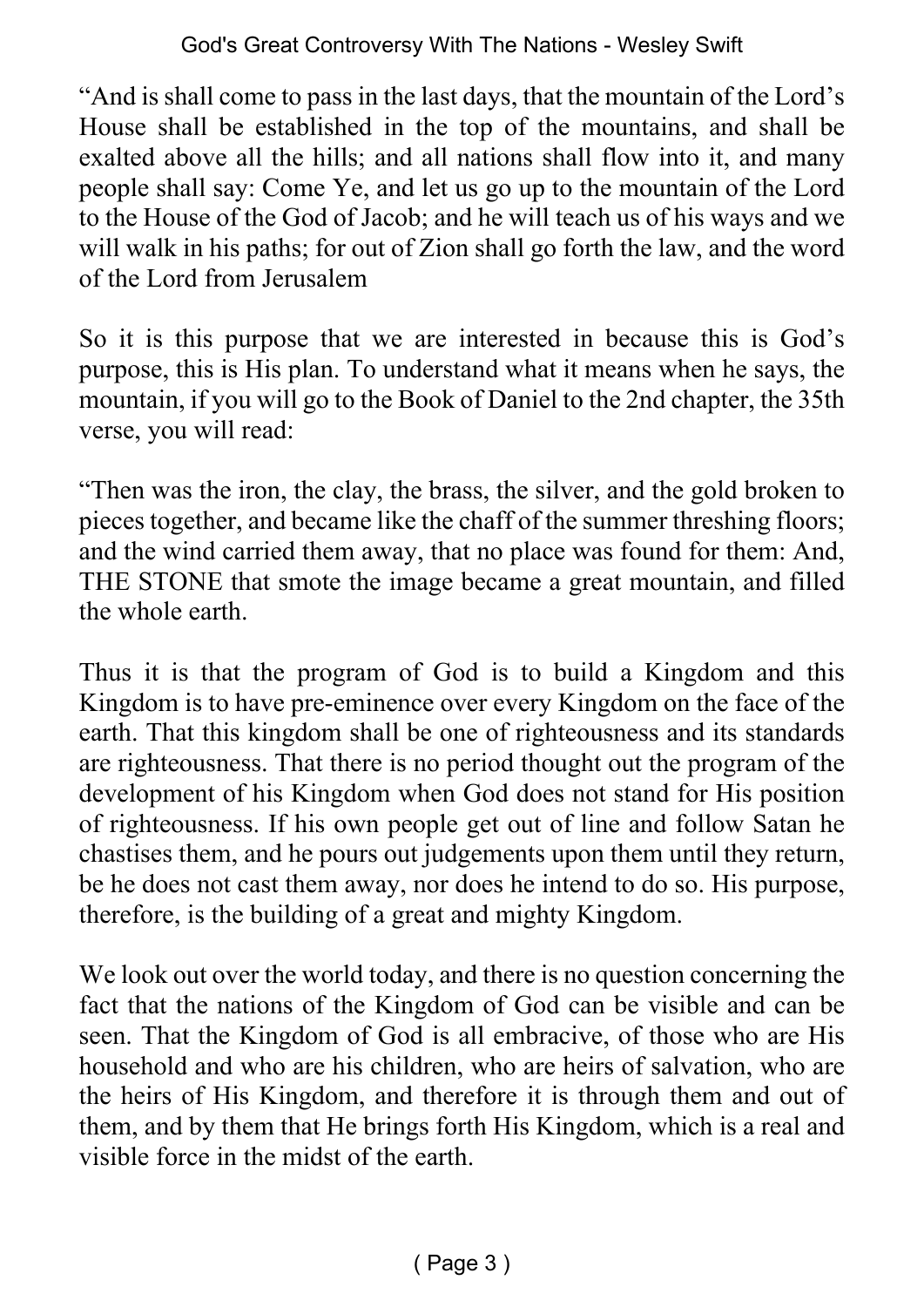"And is shall come to pass in the last days, that the mountain of the Lord's House shall be established in the top of the mountains, and shall be exalted above all the hills; and all nations shall flow into it, and many people shall say: Come Ye, and let us go up to the mountain of the Lord to the House of the God of Jacob; and he will teach us of his ways and we will walk in his paths; for out of Zion shall go forth the law, and the word of the Lord from Jerusalem

So it is this purpose that we are interested in because this is God's purpose, this is His plan. To understand what it means when he says, the mountain, if you will go to the Book of Daniel to the 2nd chapter, the 35th verse, you will read:

"Then was the iron, the clay, the brass, the silver, and the gold broken to pieces together, and became like the chaff of the summer threshing floors; and the wind carried them away, that no place was found for them: And, THE STONE that smote the image became a great mountain, and filled the whole earth.

Thus it is that the program of God is to build a Kingdom and this Kingdom is to have pre-eminence over every Kingdom on the face of the earth. That this kingdom shall be one of righteousness and its standards are righteousness. That there is no period thought out the program of the development of his Kingdom when God does not stand for His position of righteousness. If his own people get out of line and follow Satan he chastises them, and he pours out judgements upon them until they return, be he does not cast them away, nor does he intend to do so. His purpose, therefore, is the building of a great and mighty Kingdom.

We look out over the world today, and there is no question concerning the fact that the nations of the Kingdom of God can be visible and can be seen. That the Kingdom of God is all embracive, of those who are His household and who are his children, who are heirs of salvation, who are the heirs of His Kingdom, and therefore it is through them and out of them, and by them that He brings forth His Kingdom, which is a real and visible force in the midst of the earth.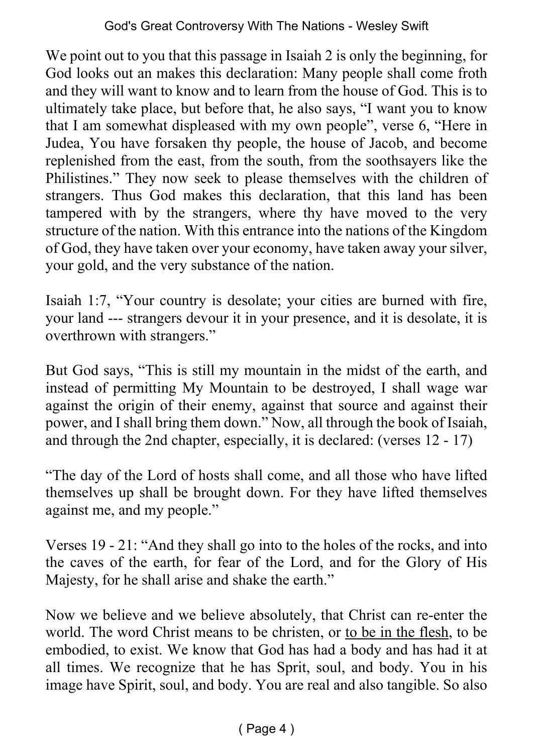We point out to you that this passage in Isaiah 2 is only the beginning, for God looks out an makes this declaration: Many people shall come froth and they will want to know and to learn from the house of God. This is to ultimately take place, but before that, he also says, “I want you to know that I am somewhat displeased with my own people”, verse 6, “Here in Judea, You have forsaken thy people, the house of Jacob, and become replenished from the east, from the south, from the soothsayers like the Philistines.” They now seek to please themselves with the children of strangers. Thus God makes this declaration, that this land has been tampered with by the strangers, where thy have moved to the very structure of the nation. With this entrance into the nations of the Kingdom of God, they have taken over your economy, have taken away your silver, your gold, and the very substance of the nation.

Isaiah 1:7, “Your country is desolate; your cities are burned with fire, your land --- strangers devour it in your presence, and it is desolate, it is overthrown with strangers.”

But God says, “This is still my mountain in the midst of the earth, and instead of permitting My Mountain to be destroyed, I shall wage war against the origin of their enemy, against that source and against their power, and I shall bring them down.” Now, all through the book of Isaiah, and through the 2nd chapter, especially, it is declared: (verses 12 - 17)

“The day of the Lord of hosts shall come, and all those who have lifted themselves up shall be brought down. For they have lifted themselves against me, and my people.”

Verses 19 - 21: “And they shall go into to the holes of the rocks, and into the caves of the earth, for fear of the Lord, and for the Glory of His Majesty, for he shall arise and shake the earth.”

Now we believe and we believe absolutely, that Christ can re-enter the world. The word Christ means to be christen, or <u>to be in the flesh</u>, to be embodied, to exist. We know that God has had a body and has had it at all times. We recognize that he has Sprit, soul, and body. You in his image have Spirit, soul, and body. You are real and also tangible. So also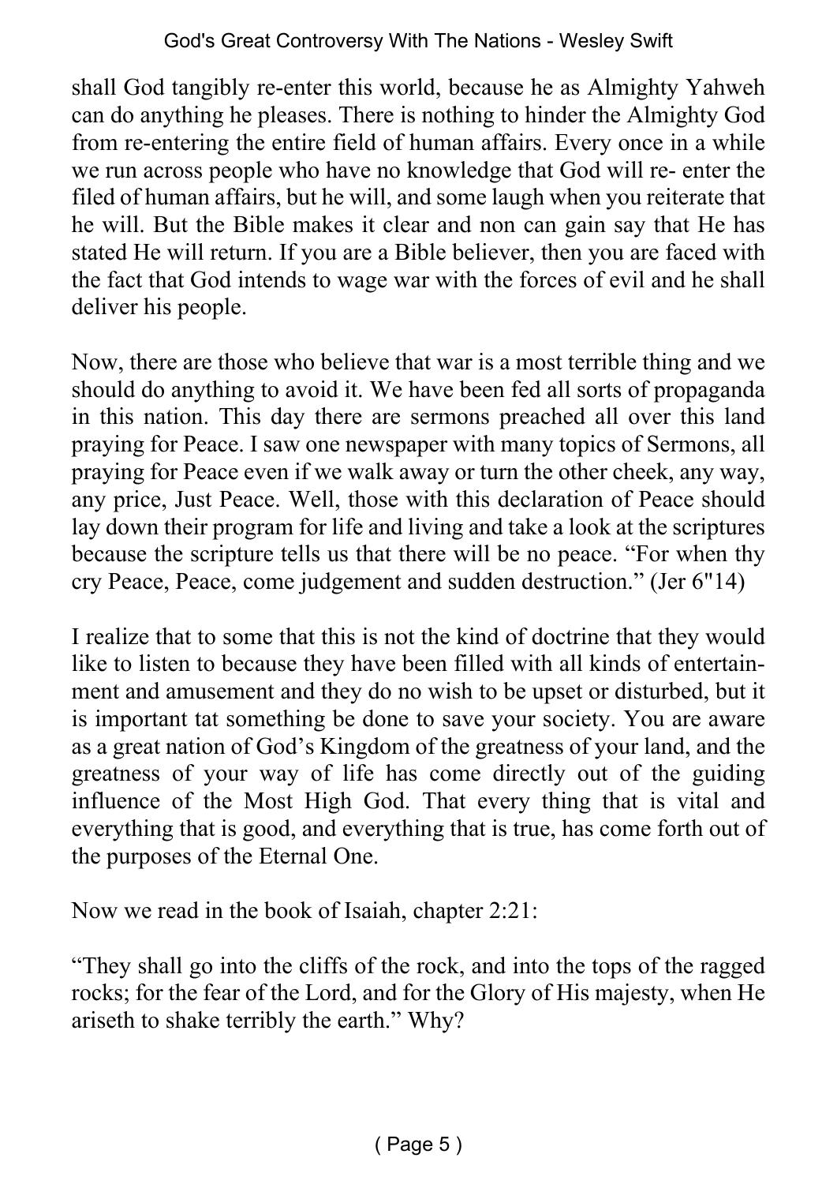shall God tangibly re-enter this world, because he as Almighty Yahweh can do anything he pleases. There is nothing to hinder the Almighty God from re-entering the entire field of human affairs. Every once in a while we run across people who have no knowledge that God will re- enter the filed of human affairs, but he will, and some laugh when you reiterate that he will. But the Bible makes it clear and non can gain say that He has stated He will return. If you are a Bible believer, then you are faced with the fact that God intends to wage war with the forces of evil and he shall deliver his people.

Now, there are those who believe that war is a most terrible thing and we should do anything to avoid it. We have been fed all sorts of propaganda in this nation. This day there are sermons preached all over this land praying for Peace. I saw one newspaper with many topics of Sermons, all praying for Peace even if we walk away or turn the other cheek, any way, any price, Just Peace. Well, those with this declaration of Peace should lay down their program for life and living and take a look at the scriptures because the scripture tells us that there will be no peace. "For when thy cry Peace, Peace, come judgement and sudden destruction." (Jer 6"14)

I realize that to some that this is not the kind of doctrine that they would like to listen to because they have been filled with all kinds of entertainment and amusement and they do no wish to be upset or disturbed, but it is important tat something be done to save your society. You are aware as a great nation of God's Kingdom of the greatness of your land, and the greatness of your way of life has come directly out of the guiding influence of the Most High God. That every thing that is vital and everything that is good, and everything that is true, has come forth out of the purposes of the Eternal One.

Now we read in the book of Isaiah, chapter 2:21:

"They shall go into the cliffs of the rock, and into the tops of the ragged rocks; for the fear of the Lord, and for the Glory of His majesty, when He ariseth to shake terribly the earth." Why?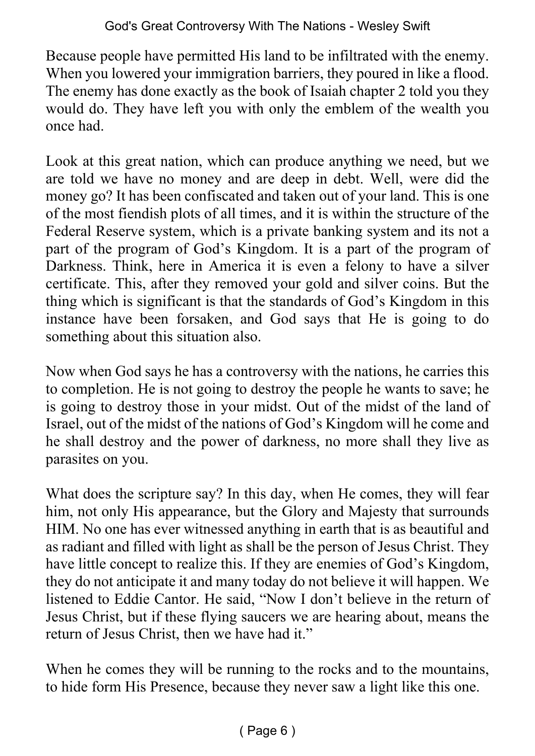Because people have permitted His land to be infiltrated with the enemy. When you lowered your immigration barriers, they poured in like a flood. The enemy has done exactly as the book of Isaiah chapter 2 told you they would do. They have left you with only the emblem of the wealth you once had.

Look at this great nation, which can produce anything we need, but we are told we have no money and are deep in debt. Well, were did the money go? It has been confiscated and taken out of your land. This is one of the most fiendish plots of all times, and it is within the structure of the Federal Reserve system, which is a private banking system and its not a part of the program of God's Kingdom. It is a part of the program of Darkness. Think, here in America it is even a felony to have a silver certificate. This, after they removed your gold and silver coins. But the thing which is significant is that the standards of God's Kingdom in this instance have been forsaken, and God says that He is going to do something about this situation also.

Now when God says he has a controversy with the nations, he carries this to completion. He is not going to destroy the people he wants to save; he is going to destroy those in your midst. Out of the midst of the land of Israel, out of the midst of the nations of God's Kingdom will he come and he shall destroy and the power of darkness, no more shall they live as parasites on you.

What does the scripture say? In this day, when He comes, they will fear him, not only His appearance, but the Glory and Majesty that surrounds HIM. No one has ever witnessed anything in earth that is as beautiful and as radiant and filled with light as shall be the person of Jesus Christ. They have little concept to realize this. If they are enemies of God's Kingdom, they do not anticipate it and many today do not believe it will happen. We listened to Eddie Cantor. He said, "Now I don't believe in the return of Jesus Christ, but if these flying saucers we are hearing about, means the return of Jesus Christ, then we have had it."

When he comes they will be running to the rocks and to the mountains, to hide form His Presence, because they never saw a light like this one.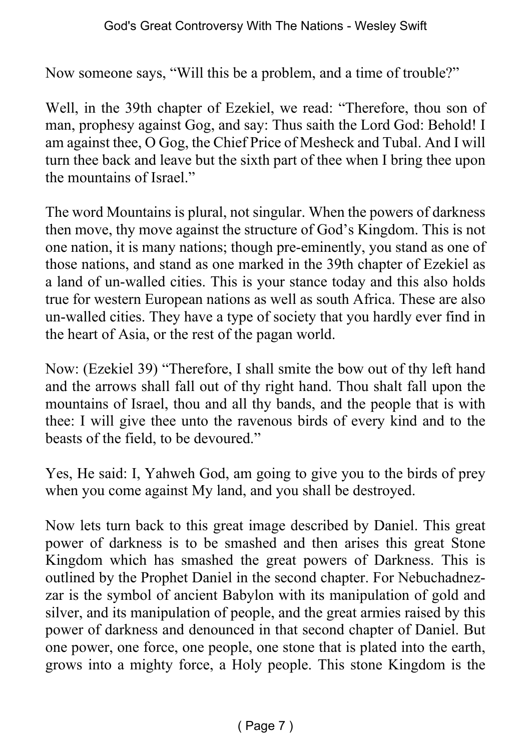Now someone says, “Will this be a problem, and a time of trouble?”

Well, in the 39th chapter of Ezekiel, we read: “Therefore, thou son of man, prophesy against Gog, and say: Thus saith the Lord God: Behold! I am against thee, O Gog, the Chief Price of Mesheck and Tubal. And I will turn thee back and leave but the sixth part of thee when I bring thee upon the mountains of Israel.”

The word Mountains is plural, not singular. When the powers of darkness then move, thy move against the structure of God’s Kingdom. This is not one nation, it is many nations; though pre-eminently, you stand as one of those nations, and stand as one marked in the 39th chapter of Ezekiel as a land of un-walled cities. This is your stance today and this also holds true for western European nations as well as south Africa. These are also un-walled cities. They have a type of society that you hardly ever find in the heart of Asia, or the rest of the pagan world.

Now: (Ezekiel 39) “Therefore, I shall smite the bow out of thy left hand and the arrows shall fall out of thy right hand. Thou shalt fall upon the mountains of Israel, thou and all thy bands, and the people that is with thee: I will give thee unto the ravenous birds of every kind and to the beasts of the field, to be devoured.”

Yes, He said: I, Yahweh God, am going to give you to the birds of prey when you come against My land, and you shall be destroyed.

Now lets turn back to this great image described by Daniel. This great power of darkness is to be smashed and then arises this great Stone Kingdom which has smashed the great powers of Darkness. This is outlined by the Prophet Daniel in the second chapter. For Nebuchadnezzar is the symbol of ancient Babylon with its manipulation of gold and silver, and its manipulation of people, and the great armies raised by this power of darkness and denounced in that second chapter of Daniel. But one power, one force, one people, one stone that is plated into the earth, grows into a mighty force, a Holy people. This stone Kingdom is the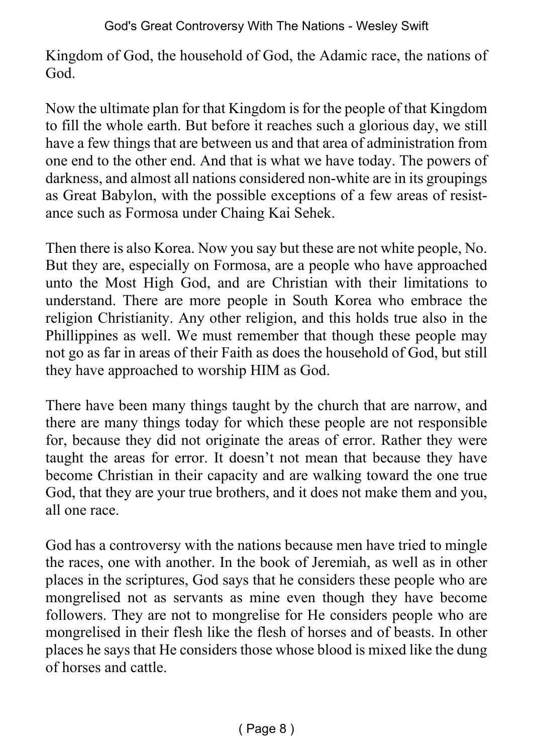Kingdom of God, the household of God, the Adamic race, the nations of God.

Now the ultimate plan for that Kingdom is for the people of that Kingdom to fill the whole earth. But before it reaches such a glorious day, we still have a few things that are between us and that area of administration from one end to the other end. And that is what we have today. The powers of darkness, and almost all nations considered non-white are in its groupings as Great Babylon, with the possible exceptions of a few areas of resistance such as Formosa under Chaing Kai Sehek.

Then there is also Korea. Now you say but these are not white people, No. But they are, especially on Formosa, are a people who have approached unto the Most High God, and are Christian with their limitations to understand. There are more people in South Korea who embrace the religion Christianity. Any other religion, and this holds true also in the Phillippines as well. We must remember that though these people may not go as far in areas of their Faith as does the household of God, but still they have approached to worship HIM as God.

There have been many things taught by the church that are narrow, and there are many things today for which these people are not responsible for, because they did not originate the areas of error. Rather they were taught the areas for error. It doesn't not mean that because they have become Christian in their capacity and are walking toward the one true God, that they are your true brothers, and it does not make them and you, all one race.

God has a controversy with the nations because men have tried to mingle the races, one with another. In the book of Jeremiah, as well as in other places in the scriptures, God says that he considers these people who are mongrelised not as servants as mine even though they have become followers. They are not to mongrelise for He considers people who are mongrelised in their flesh like the flesh of horses and of beasts. In other places he says that He considers those whose blood is mixed like the dung of horses and cattle.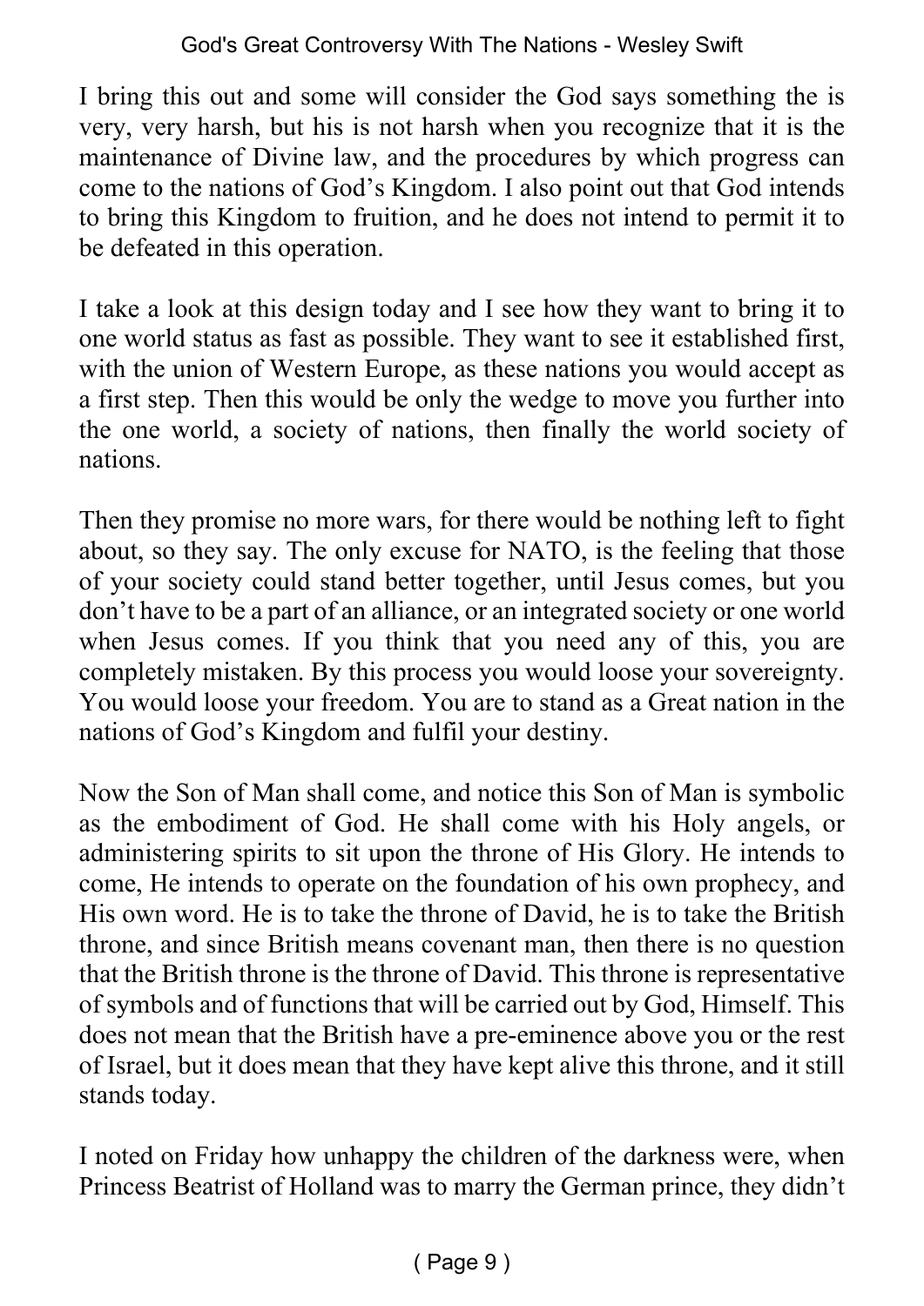I bring this out and some will consider the God says something the is very, very harsh, but his is not harsh when you recognize that it is the maintenance of Divine law, and the procedures by which progress can come to the nations of God's Kingdom. I also point out that God intends to bring this Kingdom to fruition, and he does not intend to permit it to be defeated in this operation.

I take a look at this design today and I see how they want to bring it to one world status as fast as possible. They want to see it established first, with the union of Western Europe, as these nations you would accept as a first step. Then this would be only the wedge to move you further into the one world, a society of nations, then finally the world society of nations.

Then they promise no more wars, for there would be nothing left to fight about, so they say. The only excuse for NATO, is the feeling that those of your society could stand better together, until Jesus comes, but you don't have to be a part of an alliance, or an integrated society or one world when Jesus comes. If you think that you need any of this, you are completely mistaken. By this process you would loose your sovereignty. You would loose your freedom. You are to stand as a Great nation in the nations of God's Kingdom and fulfil your destiny.

Now the Son of Man shall come, and notice this Son of Man is symbolic as the embodiment of God. He shall come with his Holy angels, or administering spirits to sit upon the throne of His Glory. He intends to come, He intends to operate on the foundation of his own prophecy, and His own word. He is to take the throne of David, he is to take the British throne, and since British means covenant man, then there is no question that the British throne is the throne of David. This throne is representative of symbols and of functions that will be carried out by God, Himself. This does not mean that the British have a pre-eminence above you or the rest of Israel, but it does mean that they have kept alive this throne, and it still stands today.

I noted on Friday how unhappy the children of the darkness were, when Princess Beatrist of Holland was to marry the German prince, they didn't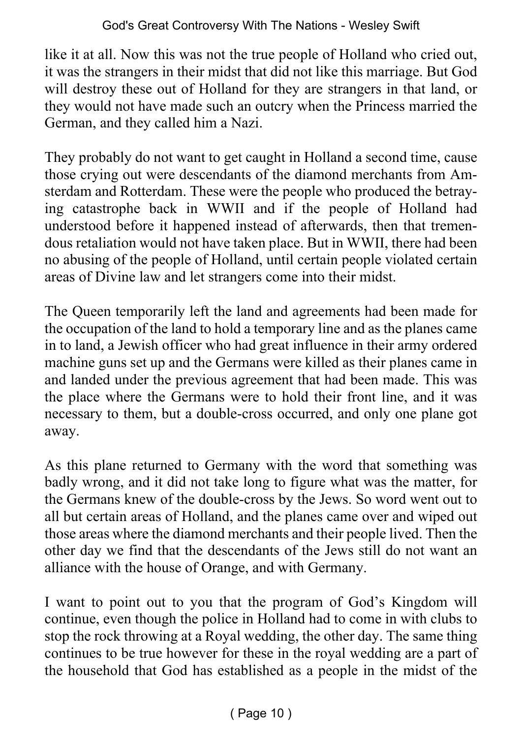like it at all. Now this was not the true people of Holland who cried out, it was the strangers in their midst that did not like this marriage. But God will destroy these out of Holland for they are strangers in that land, or they would not have made such an outcry when the Princess married the German, and they called him a Nazi.

They probably do not want to get caught in Holland a second time, cause those crying out were descendants of the diamond merchants from Amsterdam and Rotterdam. These were the people who produced the betraying catastrophe back in WWII and if the people of Holland had understood before it happened instead of afterwards, then that tremendous retaliation would not have taken place. But in WWII, there had been no abusing of the people of Holland, until certain people violated certain areas of Divine law and let strangers come into their midst.

The Queen temporarily left the land and agreements had been made for the occupation of the land to hold a temporary line and as the planes came in to land, a Jewish officer who had great influence in their army ordered machine guns set up and the Germans were killed as their planes came in and landed under the previous agreement that had been made. This was the place where the Germans were to hold their front line, and it was necessary to them, but a double-cross occurred, and only one plane got away.

As this plane returned to Germany with the word that something was badly wrong, and it did not take long to figure what was the matter, for the Germans knew of the double-cross by the Jews. So word went out to all but certain areas of Holland, and the planes came over and wiped out those areas where the diamond merchants and their people lived. Then the other day we find that the descendants of the Jews still do not want an alliance with the house of Orange, and with Germany.

I want to point out to you that the program of God's Kingdom will continue, even though the police in Holland had to come in with clubs to stop the rock throwing at a Royal wedding, the other day. The same thing continues to be true however for these in the royal wedding are a part of the household that God has established as a people in the midst of the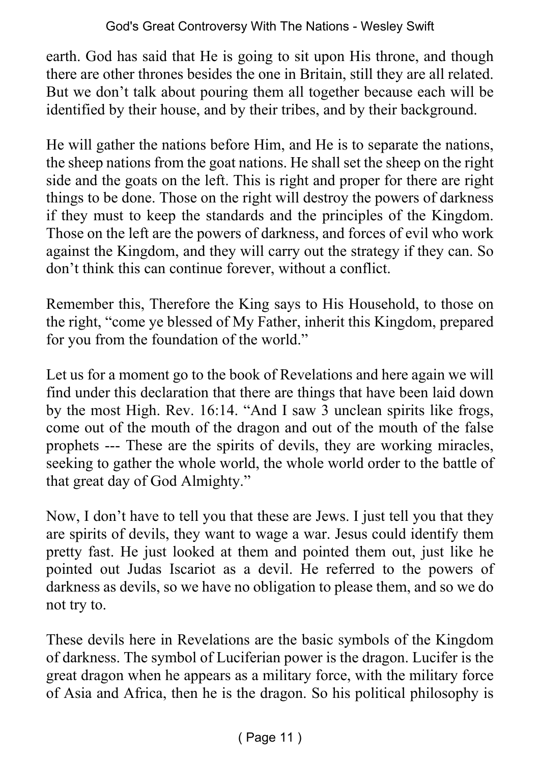earth. God has said that He is going to sit upon His throne, and though there are other thrones besides the one in Britain, still they are all related. But we don’t talk about pouring them all together because each will be identified by their house, and by their tribes, and by their background.

He will gather the nations before Him, and He is to separate the nations, the sheep nations from the goat nations. He shall set the sheep on the right side and the goats on the left. This is right and proper for there are right things to be done. Those on the right will destroy the powers of darkness if they must to keep the standards and the principles of the Kingdom. Those on the left are the powers of darkness, and forces of evil who work against the Kingdom, and they will carry out the strategy if they can. So don’t think this can continue forever, without a conflict.

Remember this, Therefore the King says to His Household, to those on the right, “come ye blessed of My Father, inherit this Kingdom, prepared for you from the foundation of the world.”

Let us for a moment go to the book of Revelations and here again we will find under this declaration that there are things that have been laid down by the most High. Rev. 16:14. “And I saw 3 unclean spirits like frogs, come out of the mouth of the dragon and out of the mouth of the false prophets --- These are the spirits of devils, they are working miracles, seeking to gather the whole world, the whole world order to the battle of that great day of God Almighty.”

Now, I don’t have to tell you that these are Jews. I just tell you that they are spirits of devils, they want to wage a war. Jesus could identify them pretty fast. He just looked at them and pointed them out, just like he pointed out Judas Iscariot as a devil. He referred to the powers of darkness as devils, so we have no obligation to please them, and so we do not try to.

These devils here in Revelations are the basic symbols of the Kingdom of darkness. The symbol of Luciferian power is the dragon. Lucifer is the great dragon when he appears as a military force, with the military force of Asia and Africa, then he is the dragon. So his political philosophy is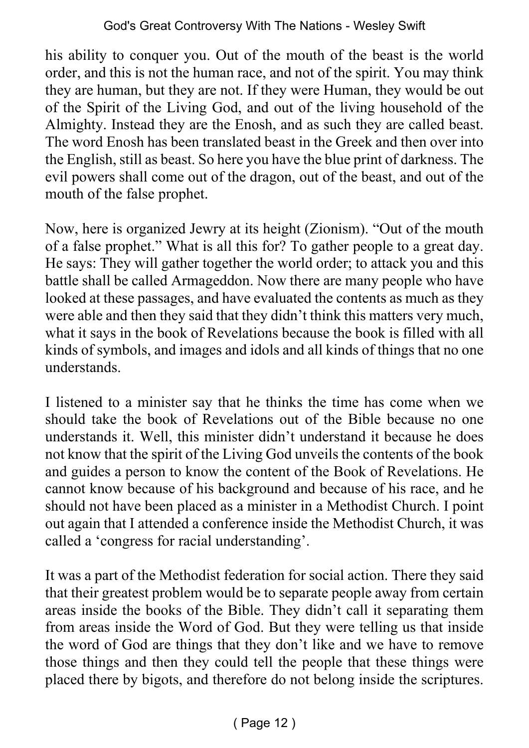his ability to conquer you. Out of the mouth of the beast is the world order, and this is not the human race, and not of the spirit. You may think they are human, but they are not. If they were Human, they would be out of the Spirit of the Living God, and out of the living household of the Almighty. Instead they are the Enosh, and as such they are called beast. The word Enosh has been translated beast in the Greek and then over into the English, still as beast. So here you have the blue print of darkness. The evil powers shall come out of the dragon, out of the beast, and out of the mouth of the false prophet.

Now, here is organized Jewry at its height (Zionism). "Out of the mouth of a false prophet." What is all this for? To gather people to a great day. He says: They will gather together the world order; to attack you and this battle shall be called Armageddon. Now there are many people who have looked at these passages, and have evaluated the contents as much as they were able and then they said that they didn't think this matters very much, what it says in the book of Revelations because the book is filled with all kinds of symbols, and images and idols and all kinds of things that no one understands.

I listened to a minister say that he thinks the time has come when we should take the book of Revelations out of the Bible because no one understands it. Well, this minister didn't understand it because he does not know that the spirit of the Living God unveils the contents of the book and guides a person to know the content of the Book of Revelations. He cannot know because of his background and because of his race, and he should not have been placed as a minister in a Methodist Church. I point out again that I attended a conference inside the Methodist Church, it was called a 'congress for racial understanding'.

It was a part of the Methodist federation for social action. There they said that their greatest problem would be to separate people away from certain areas inside the books of the Bible. They didn't call it separating them from areas inside the Word of God. But they were telling us that inside the word of God are things that they don't like and we have to remove those things and then they could tell the people that these things were placed there by bigots, and therefore do not belong inside the scriptures.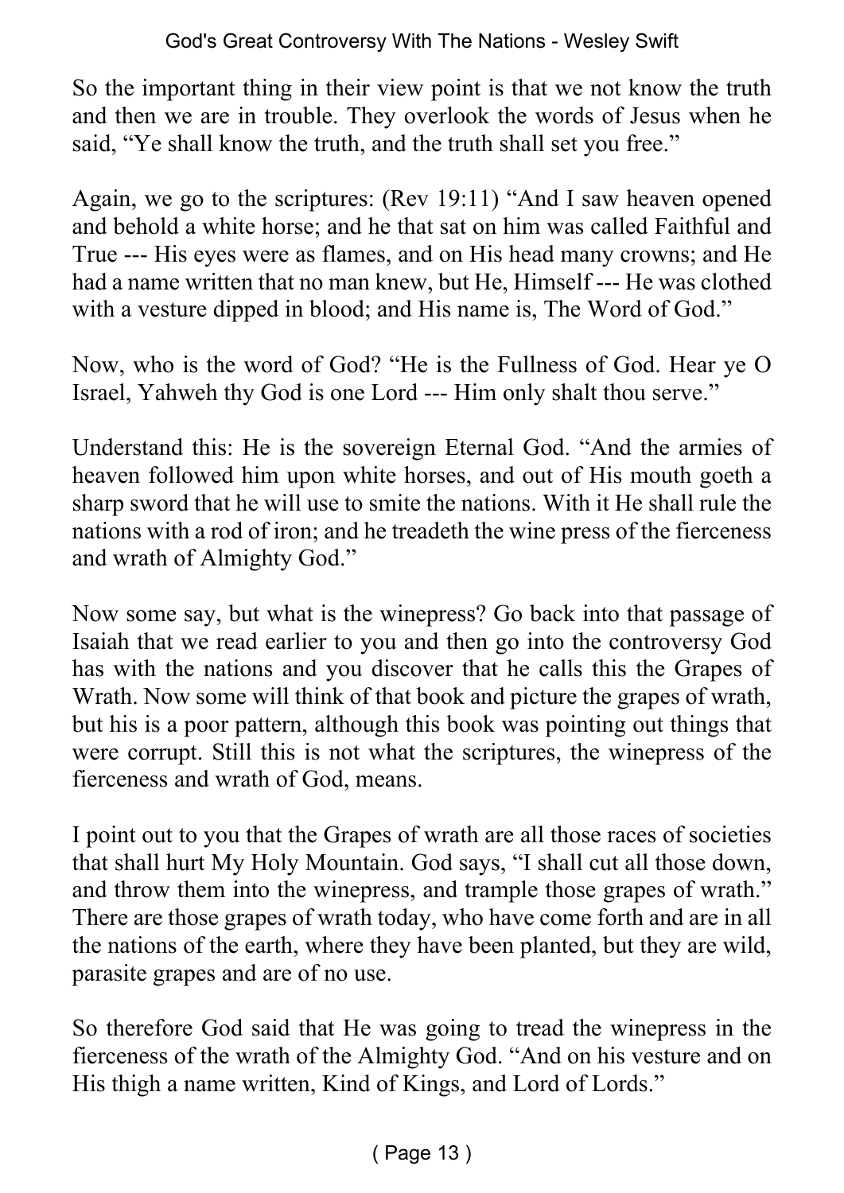So the important thing in their view point is that we not know the truth and then we are in trouble. They overlook the words of Jesus when he said, "Ye shall know the truth, and the truth shall set you free."

Again, we go to the scriptures: (Rev 19:11) "And I saw heaven opened and behold a white horse; and he that sat on him was called Faithful and True --- His eyes were as flames, and on His head many crowns; and He had a name written that no man knew, but He, Himself --- He was clothed with a vesture dipped in blood; and His name is, The Word of God."

Now, who is the word of God? "He is the Fullness of God. Hear ye O Israel, Yahweh thy God is one Lord --- Him only shalt thou serve."

Understand this: He is the sovereign Eternal God. "And the armies of heaven followed him upon white horses, and out of His mouth goeth a sharp sword that he will use to smite the nations. With it He shall rule the nations with a rod of iron; and he treadeth the wine press of the fierceness and wrath of Almighty God."

Now some say, but what is the winepress? Go back into that passage of Isaiah that we read earlier to you and then go into the controversy God has with the nations and you discover that he calls this the Grapes of Wrath. Now some will think of that book and picture the grapes of wrath, but his is a poor pattern, although this book was pointing out things that were corrupt. Still this is not what the scriptures, the winepress of the fierceness and wrath of God, means.

I point out to you that the Grapes of wrath are all those races of societies that shall hurt My Holy Mountain. God says, "I shall cut all those down, and throw them into the winepress, and trample those grapes of wrath." There are those grapes of wrath today, who have come forth and are in all the nations of the earth, where they have been planted, but they are wild, parasite grapes and are of no use.

So therefore God said that He was going to tread the winepress in the fierceness of the wrath of the Almighty God. "And on his vesture and on His thigh a name written, Kind of Kings, and Lord of Lords."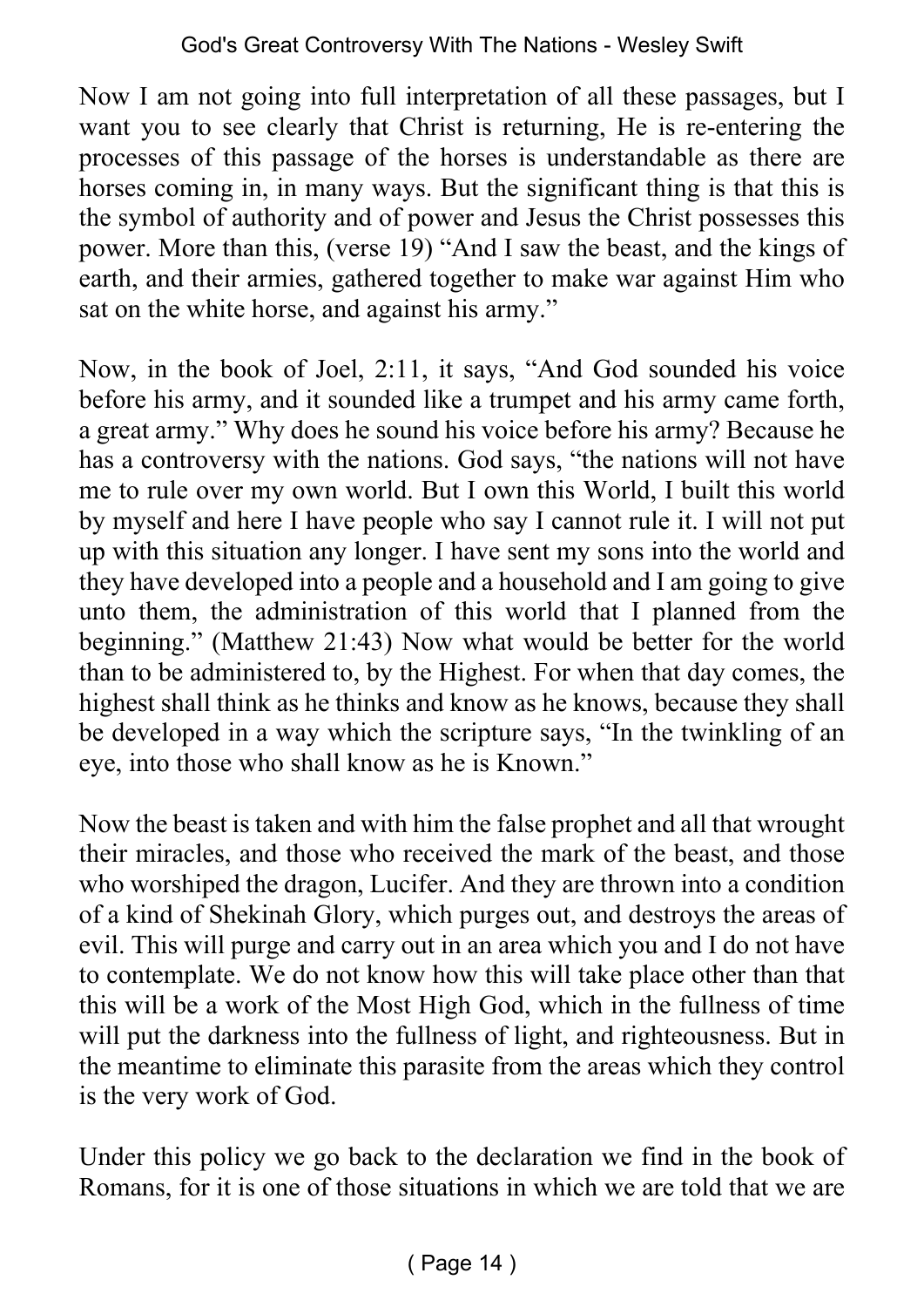Now I am not going into full interpretation of all these passages, but I want you to see clearly that Christ is returning, He is re-entering the processes of this passage of the horses is understandable as there are horses coming in, in many ways. But the significant thing is that this is the symbol of authority and of power and Jesus the Christ possesses this power. More than this, (verse 19) "And I saw the beast, and the kings of earth, and their armies, gathered together to make war against Him who sat on the white horse, and against his army."

Now, in the book of Joel, 2:11, it says, "And God sounded his voice before his army, and it sounded like a trumpet and his army came forth, a great army." Why does he sound his voice before his army? Because he has a controversy with the nations. God says, "the nations will not have me to rule over my own world. But I own this World, I built this world by myself and here I have people who say I cannot rule it. I will not put up with this situation any longer. I have sent my sons into the world and they have developed into a people and a household and I am going to give unto them, the administration of this world that I planned from the beginning." (Matthew 21:43) Now what would be better for the world than to be administered to, by the Highest. For when that day comes, the highest shall think as he thinks and know as he knows, because they shall be developed in a way which the scripture says, "In the twinkling of an eye, into those who shall know as he is Known."

Now the beast is taken and with him the false prophet and all that wrought their miracles, and those who received the mark of the beast, and those who worshiped the dragon, Lucifer. And they are thrown into a condition of a kind of Shekinah Glory, which purges out, and destroys the areas of evil. This will purge and carry out in an area which you and I do not have to contemplate. We do not know how this will take place other than that this will be a work of the Most High God, which in the fullness of time will put the darkness into the fullness of light, and righteousness. But in the meantime to eliminate this parasite from the areas which they control is the very work of God.

Under this policy we go back to the declaration we find in the book of Romans, for it is one of those situations in which we are told that we are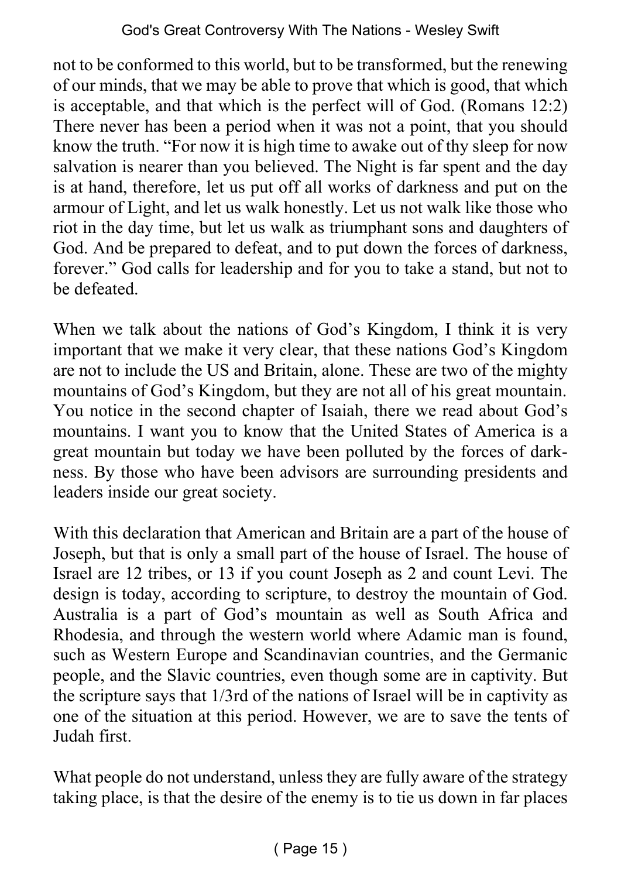not to be conformed to this world, but to be transformed, but the renewing of our minds, that we may be able to prove that which is good, that which is acceptable, and that which is the perfect will of God. (Romans 12:2) There never has been a period when it was not a point, that you should know the truth. "For now it is high time to awake out of thy sleep for now salvation is nearer than you believed. The Night is far spent and the day is at hand, therefore, let us put off all works of darkness and put on the armour of Light, and let us walk honestly. Let us not walk like those who riot in the day time, but let us walk as triumphant sons and daughters of God. And be prepared to defeat, and to put down the forces of darkness, forever." God calls for leadership and for you to take a stand, but not to be defeated.

When we talk about the nations of God's Kingdom, I think it is very important that we make it very clear, that these nations God's Kingdom are not to include the US and Britain, alone. These are two of the mighty mountains of God's Kingdom, but they are not all of his great mountain. You notice in the second chapter of Isaiah, there we read about God's mountains. I want you to know that the United States of America is a great mountain but today we have been polluted by the forces of darkness. By those who have been advisors are surrounding presidents and leaders inside our great society.

With this declaration that American and Britain are a part of the house of Joseph, but that is only a small part of the house of Israel. The house of Israel are 12 tribes, or 13 if you count Joseph as 2 and count Levi. The design is today, according to scripture, to destroy the mountain of God. Australia is a part of God's mountain as well as South Africa and Rhodesia, and through the western world where Adamic man is found, such as Western Europe and Scandinavian countries, and the Germanic people, and the Slavic countries, even though some are in captivity. But the scripture says that 1/3rd of the nations of Israel will be in captivity as one of the situation at this period. However, we are to save the tents of Judah first.

What people do not understand, unless they are fully aware of the strategy taking place, is that the desire of the enemy is to tie us down in far places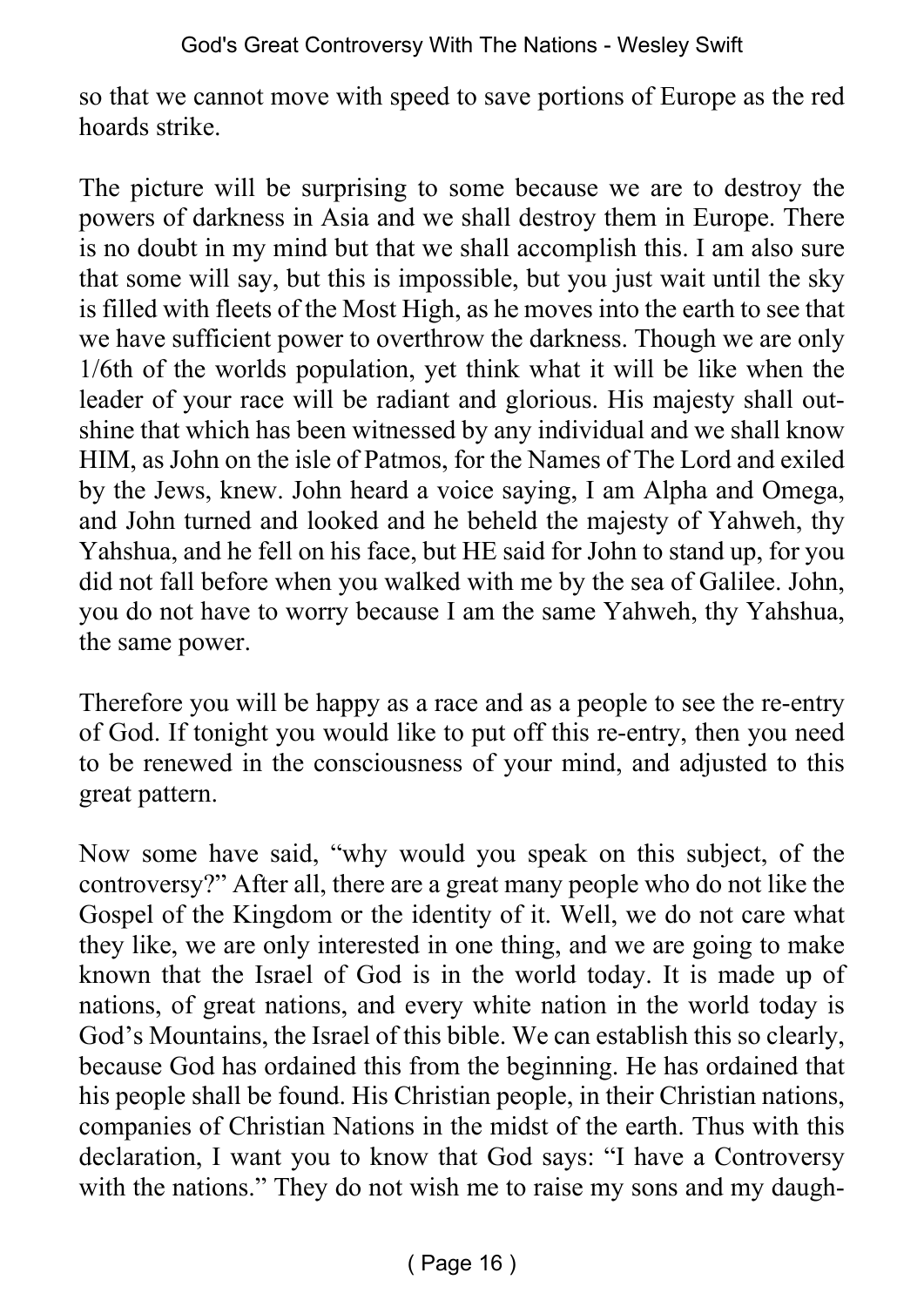so that we cannot move with speed to save portions of Europe as the red hoards strike.

The picture will be surprising to some because we are to destroy the powers of darkness in Asia and we shall destroy them in Europe. There is no doubt in my mind but that we shall accomplish this. I am also sure that some will say, but this is impossible, but you just wait until the sky is filled with fleets of the Most High, as he moves into the earth to see that we have sufficient power to overthrow the darkness. Though we are only 1/6th of the worlds population, yet think what it will be like when the leader of your race will be radiant and glorious. His majesty shall out-shine that which has been witnessed by any individual and we shall know HIM, as John on the isle of Patmos, for the Names of The Lord and exiled by the Jews, knew. John heard a voice saying, I am Alpha and Omega, and John turned and looked and he beheld the majesty of Yahweh, thy Yahshua, and he fell on his face, but HE said for John to stand up, for you did not fall before when you walked with me by the sea of Galilee. John, you do not have to worry because I am the same Yahweh, thy Yahshua, the same power.

Therefore you will be happy as a race and as a people to see the re-entry of God. If tonight you would like to put off this re-entry, then you need to be renewed in the consciousness of your mind, and adjusted to this great pattern.

Now some have said, "why would you speak on this subject, of the controversy?" After all, there are a great many people who do not like the Gospel of the Kingdom or the identity of it. Well, we do not care what they like, we are only interested in one thing, and we are going to make known that the Israel of God is in the world today. It is made up of nations, of great nations, and every white nation in the world today is God's Mountains, the Israel of this bible. We can establish this so clearly, because God has ordained this from the beginning. He has ordained that his people shall be found. His Christian people, in their Christian nations, companies of Christian Nations in the midst of the earth. Thus with this declaration, I want you to know that God says: "I have a Controversy with the nations." They do not wish me to raise my sons and my daugh-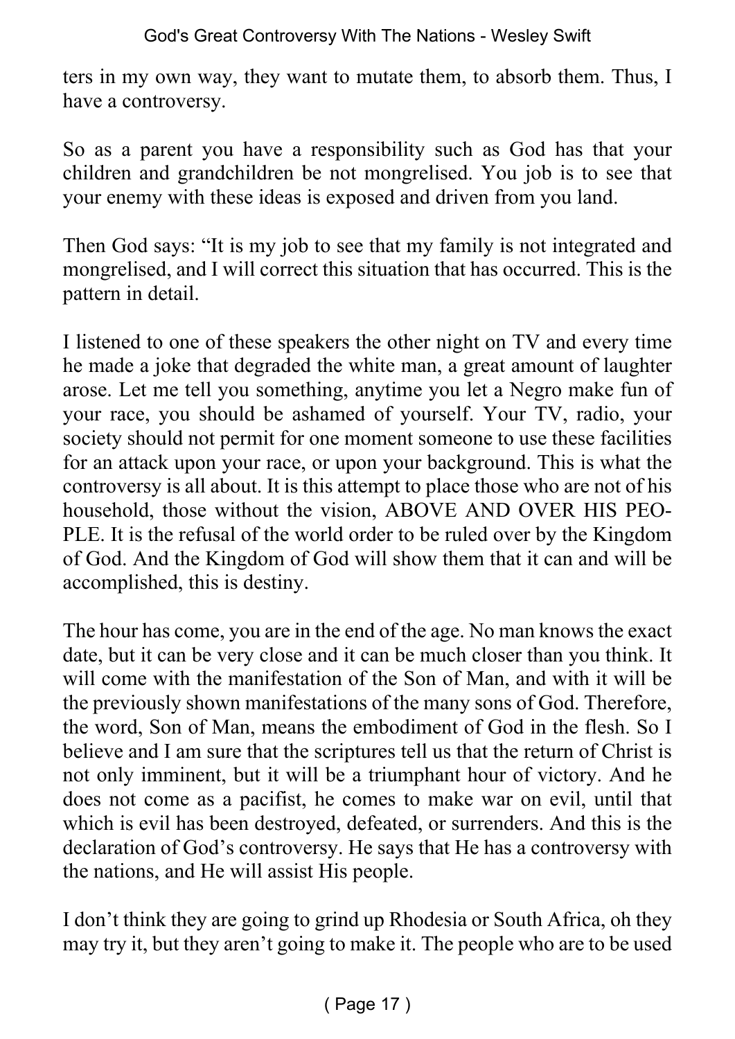ters in my own way, they want to mutate them, to absorb them. Thus, I have a controversy.

So as a parent you have a responsibility such as God has that your children and grandchildren be not mongrelised. You job is to see that your enemy with these ideas is exposed and driven from you land.

Then God says: "It is my job to see that my family is not integrated and mongrelised, and I will correct this situation that has occurred. This is the pattern in detail.

I listened to one of these speakers the other night on TV and every time he made a joke that degraded the white man, a great amount of laughter arose. Let me tell you something, anytime you let a Negro make fun of your race, you should be ashamed of yourself. Your TV, radio, your society should not permit for one moment someone to use these facilities for an attack upon your race, or upon your background. This is what the controversy is all about. It is this attempt to place those who are not of his household, those without the vision, ABOVE AND OVER HIS PEOPLE. It is the refusal of the world order to be ruled over by the Kingdom of God. And the Kingdom of God will show them that it can and will be accomplished, this is destiny.

The hour has come, you are in the end of the age. No man knows the exact date, but it can be very close and it can be much closer than you think. It will come with the manifestation of the Son of Man, and with it will be the previously shown manifestations of the many sons of God. Therefore, the word, Son of Man, means the embodiment of God in the flesh. So I believe and I am sure that the scriptures tell us that the return of Christ is not only imminent, but it will be a triumphant hour of victory. And he does not come as a pacifist, he comes to make war on evil, until that which is evil has been destroyed, defeated, or surrenders. And this is the declaration of God's controversy. He says that He has a controversy with the nations, and He will assist His people.

I don't think they are going to grind up Rhodesia or South Africa, oh they may try it, but they aren't going to make it. The people who are to be used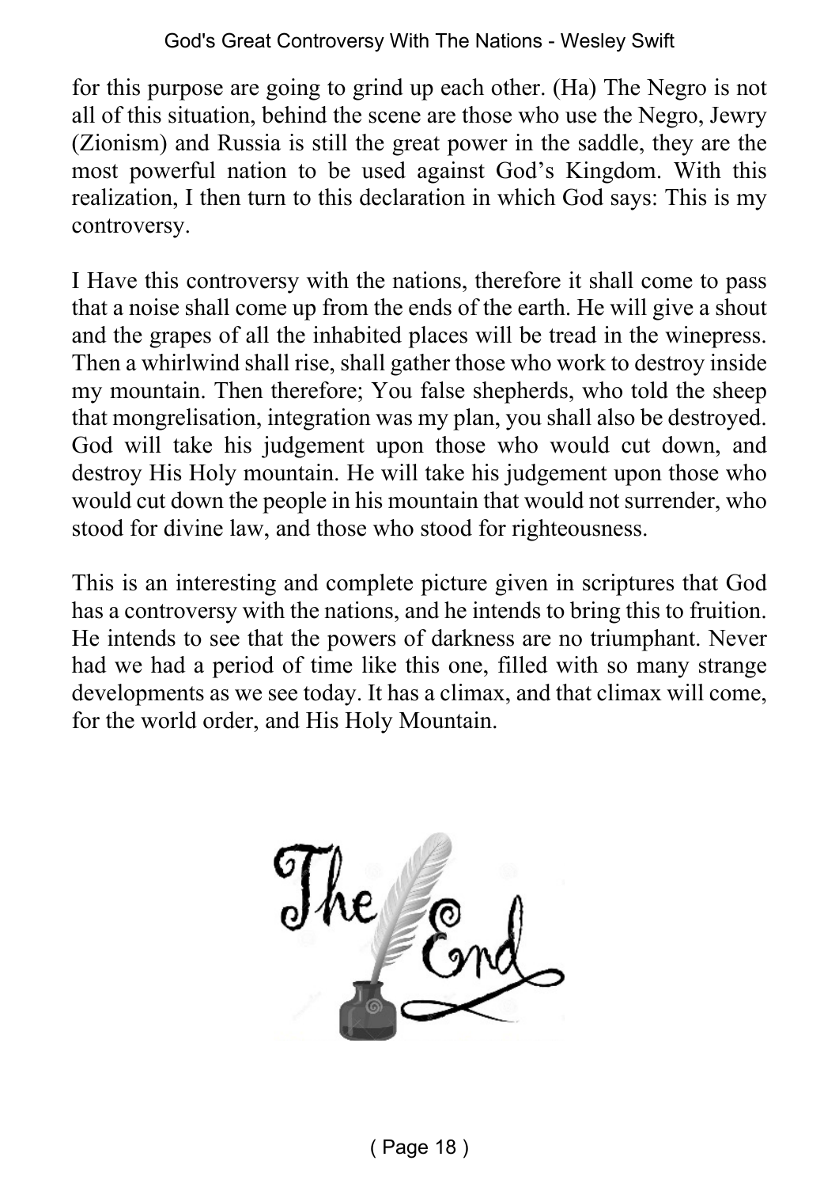for this purpose are going to grind up each other. (Ha) The Negro is not all of this situation, behind the scene are those who use the Negro, Jewry (Zionism) and Russia is still the great power in the saddle, they are the most powerful nation to be used against God's Kingdom. With this realization, I then turn to this declaration in which God says: This is my controversy.

I Have this controversy with the nations, therefore it shall come to pass that a noise shall come up from the ends of the earth. He will give a shout and the grapes of all the inhabited places will be tread in the winepress. Then a whirlwind shall rise, shall gather those who work to destroy inside my mountain. Then therefore; You false shepherds, who told the sheep that mongrelisation, integration was my plan, you shall also be destroyed. God will take his judgement upon those who would cut down, and destroy His Holy mountain. He will take his judgement upon those who would cut down the people in his mountain that would not surrender, who stood for divine law, and those who stood for righteousness.

This is an interesting and complete picture given in scriptures that God has a controversy with the nations, and he intends to bring this to fruition. He intends to see that the powers of darkness are no triumphant. Never had we had a period of time like this one, filled with so many strange developments as we see today. It has a climax, and that climax will come, for the world order, and His Holy Mountain.

The End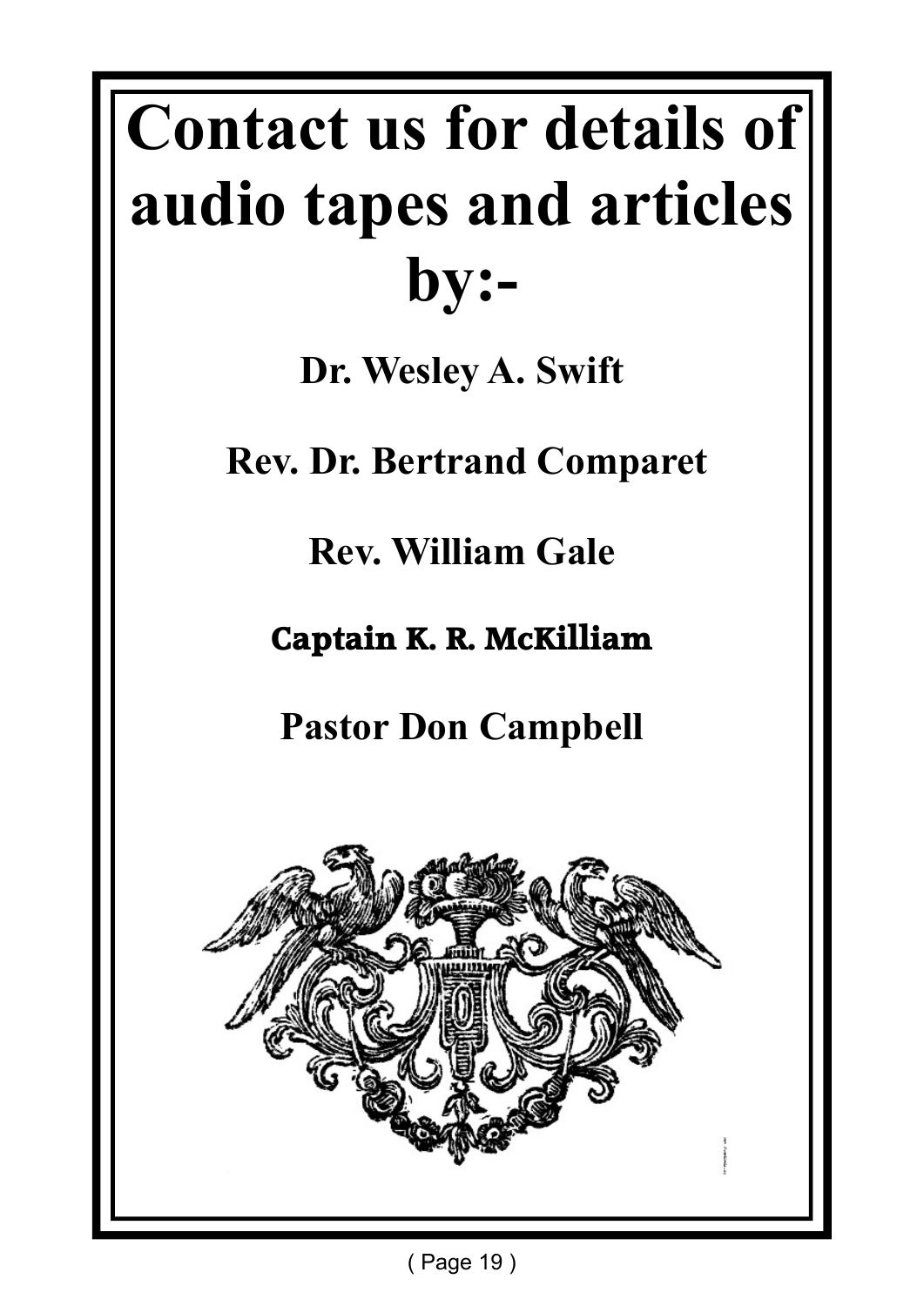# Contact us for details of audio tapes and articles by:-

**Dr. Wesley A. Swift**

**Rev. Dr. Bertrand Comparet**

**Rev. William Gale**

**Captain K. R. McKilliam**

**Pastor Don Campbell**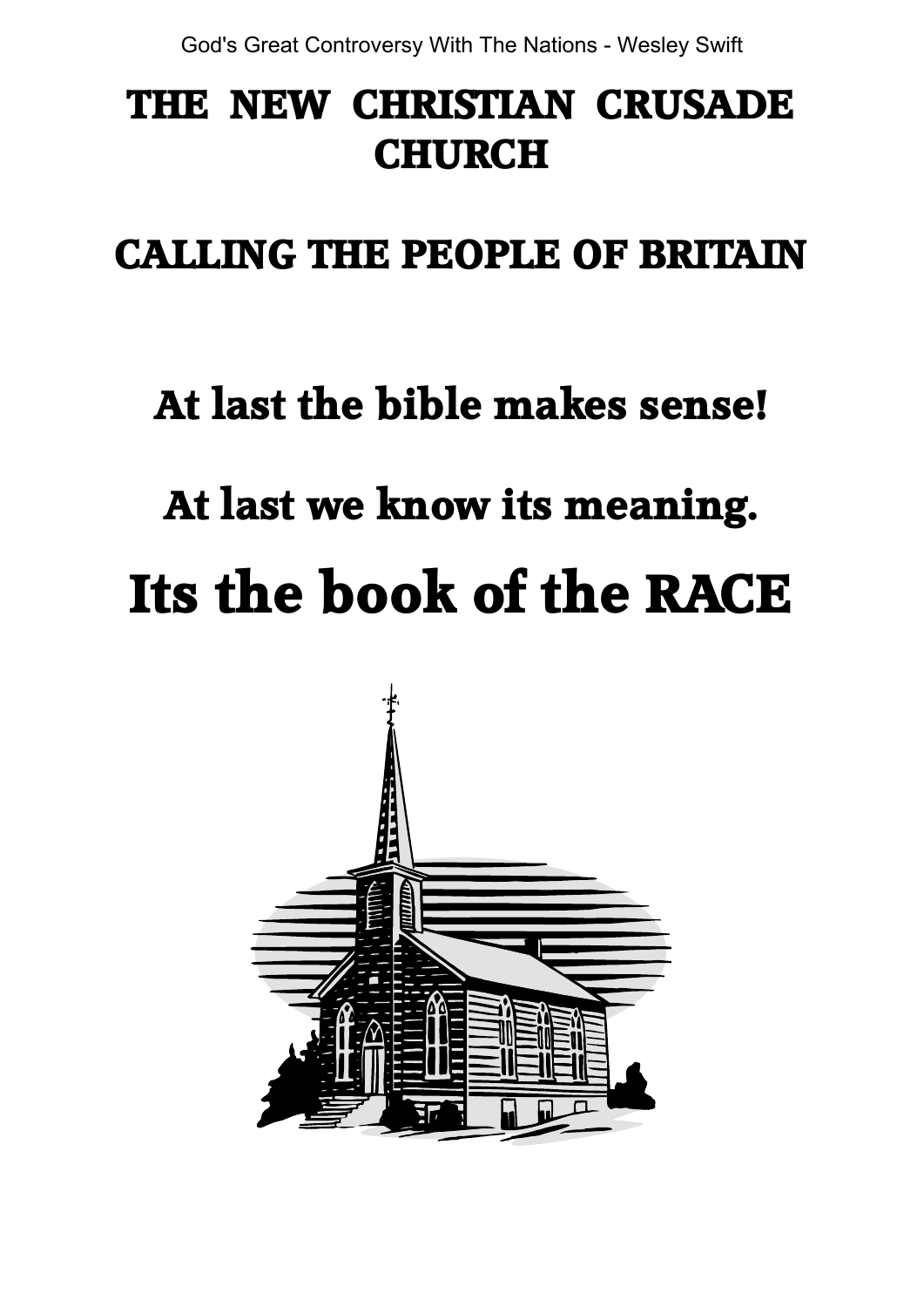# THE NEW CHRISTIAN CRUSADE CHURCH

## CALLING THE PEOPLE OF BRITAIN

## At last the bible makes sense!

## At last we know its meaning.

# Its the book of the RACE